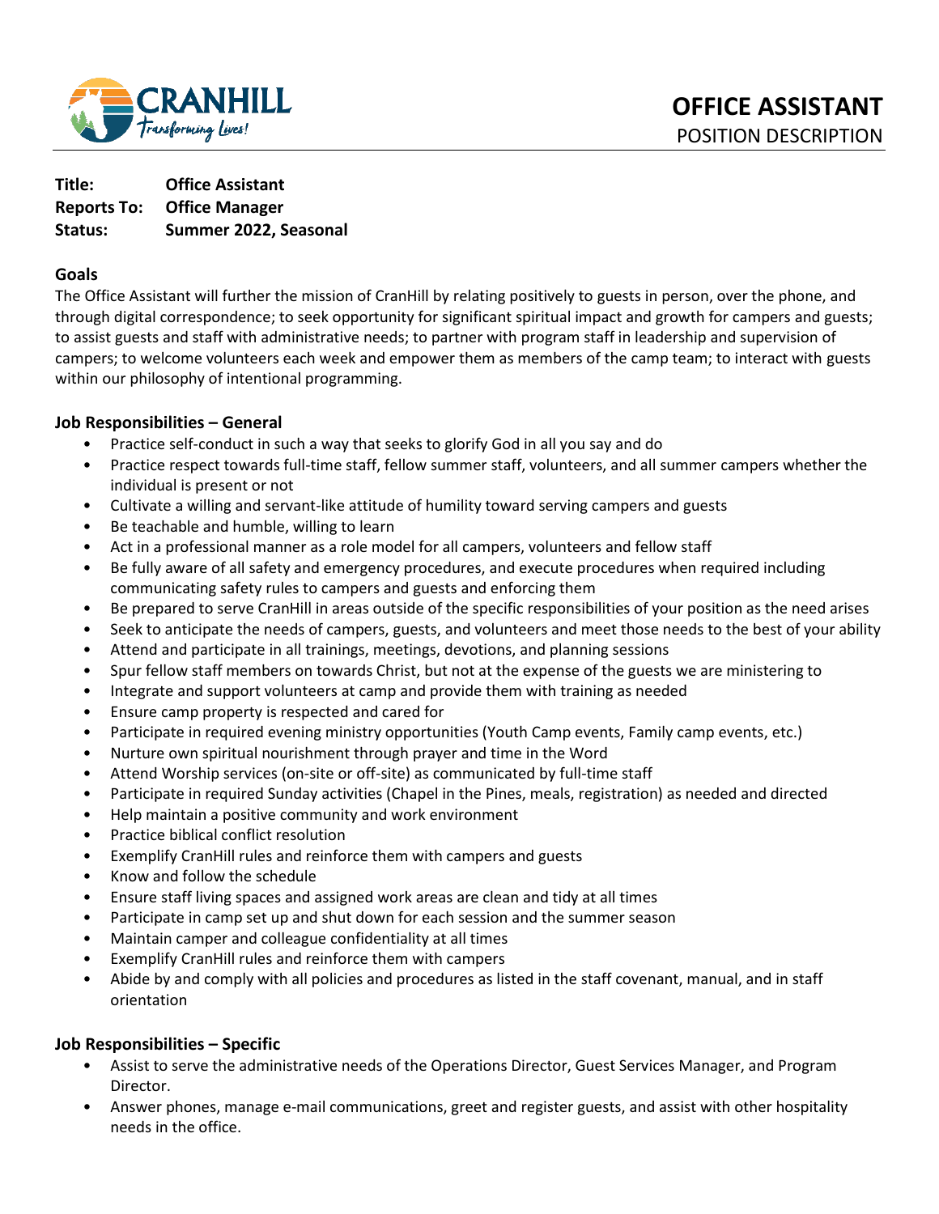CRANHILL
*Transforming Lives!*

# OFFICE ASSISTANT
POSITION DESCRIPTION

**Title:** **Office Assistant**
**Reports To:** **Office Manager**
**Status:** **Summer 2022, Seasonal**

## Goals

The Office Assistant will further the mission of CranHill by relating positively to guests in person, over the phone, and through digital correspondence; to seek opportunity for significant spiritual impact and growth for campers and guests; to assist guests and staff with administrative needs; to partner with program staff in leadership and supervision of campers; to welcome volunteers each week and empower them as members of the camp team; to interact with guests within our philosophy of intentional programming.

## Job Responsibilities – General

- Practice self-conduct in such a way that seeks to glorify God in all you say and do
- Practice respect towards full-time staff, fellow summer staff, volunteers, and all summer campers whether the individual is present or not
- Cultivate a willing and servant-like attitude of humility toward serving campers and guests
- Be teachable and humble, willing to learn
- Act in a professional manner as a role model for all campers, volunteers and fellow staff
- Be fully aware of all safety and emergency procedures, and execute procedures when required including communicating safety rules to campers and guests and enforcing them
- Be prepared to serve CranHill in areas outside of the specific responsibilities of your position as the need arises
- Seek to anticipate the needs of campers, guests, and volunteers and meet those needs to the best of your ability
- Attend and participate in all trainings, meetings, devotions, and planning sessions
- Spur fellow staff members on towards Christ, but not at the expense of the guests we are ministering to
- Integrate and support volunteers at camp and provide them with training as needed
- Ensure camp property is respected and cared for
- Participate in required evening ministry opportunities (Youth Camp events, Family camp events, etc.)
- Nurture own spiritual nourishment through prayer and time in the Word
- Attend Worship services (on-site or off-site) as communicated by full-time staff
- Participate in required Sunday activities (Chapel in the Pines, meals, registration) as needed and directed
- Help maintain a positive community and work environment
- Practice biblical conflict resolution
- Exemplify CranHill rules and reinforce them with campers and guests
- Know and follow the schedule
- Ensure staff living spaces and assigned work areas are clean and tidy at all times
- Participate in camp set up and shut down for each session and the summer season
- Maintain camper and colleague confidentiality at all times
- Exemplify CranHill rules and reinforce them with campers
- Abide by and comply with all policies and procedures as listed in the staff covenant, manual, and in staff orientation

## Job Responsibilities – Specific

- Assist to serve the administrative needs of the Operations Director, Guest Services Manager, and Program Director.
- Answer phones, manage e-mail communications, greet and register guests, and assist with other hospitality needs in the office.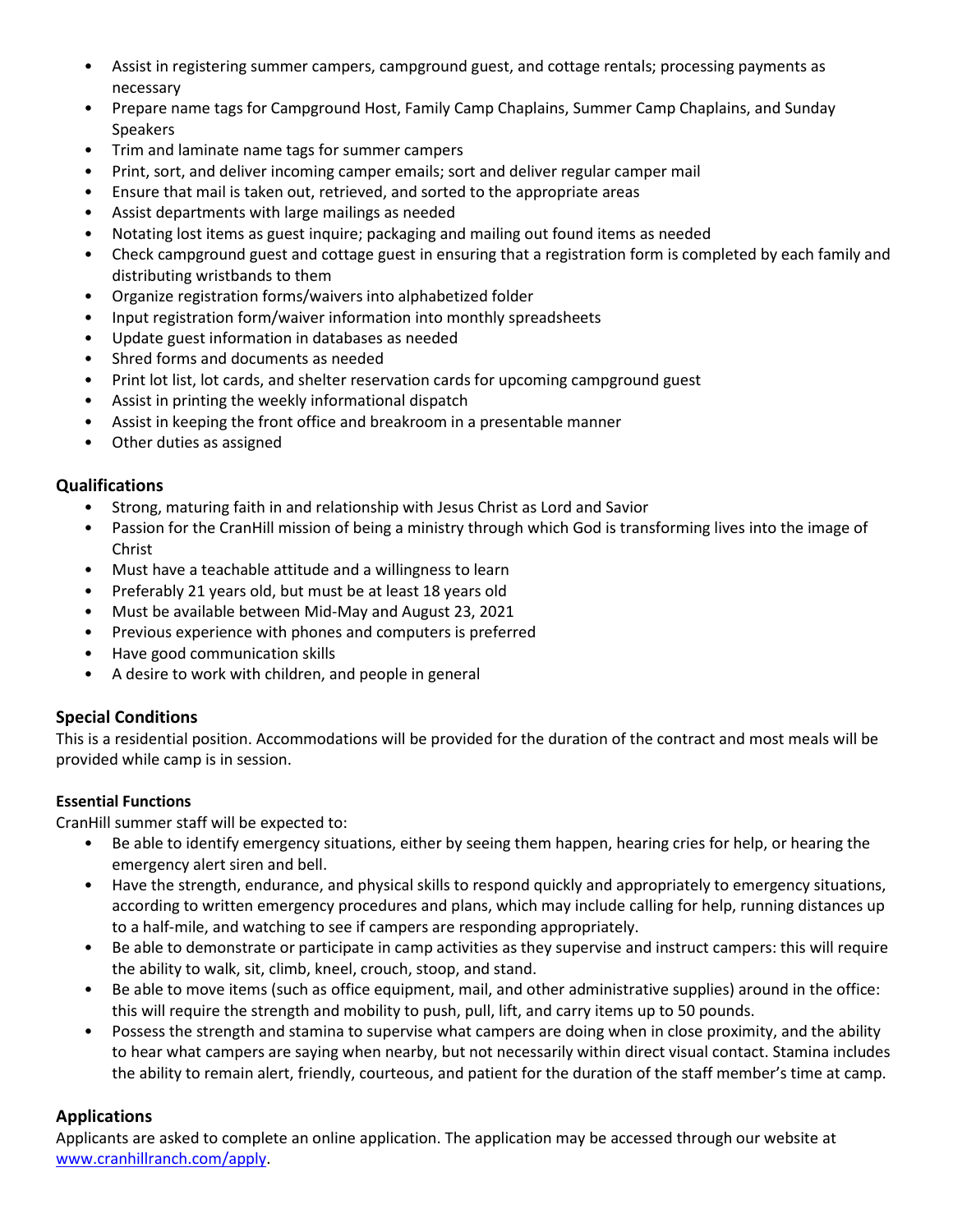- Assist in registering summer campers, campground guest, and cottage rentals; processing payments as necessary
- Prepare name tags for Campground Host, Family Camp Chaplains, Summer Camp Chaplains, and Sunday Speakers
- Trim and laminate name tags for summer campers
- Print, sort, and deliver incoming camper emails; sort and deliver regular camper mail
- Ensure that mail is taken out, retrieved, and sorted to the appropriate areas
- Assist departments with large mailings as needed
- Notating lost items as guest inquire; packaging and mailing out found items as needed
- Check campground guest and cottage guest in ensuring that a registration form is completed by each family and distributing wristbands to them
- Organize registration forms/waivers into alphabetized folder
- Input registration form/waiver information into monthly spreadsheets
- Update guest information in databases as needed
- Shred forms and documents as needed
- Print lot list, lot cards, and shelter reservation cards for upcoming campground guest
- Assist in printing the weekly informational dispatch
- Assist in keeping the front office and breakroom in a presentable manner
- Other duties as assigned

## Qualifications

- Strong, maturing faith in and relationship with Jesus Christ as Lord and Savior
- Passion for the CranHill mission of being a ministry through which God is transforming lives into the image of Christ
- Must have a teachable attitude and a willingness to learn
- Preferably 21 years old, but must be at least 18 years old
- Must be available between Mid-May and August 23, 2021
- Previous experience with phones and computers is preferred
- Have good communication skills
- A desire to work with children, and people in general

## Special Conditions

This is a residential position. Accommodations will be provided for the duration of the contract and most meals will be provided while camp is in session.

### Essential Functions

CranHill summer staff will be expected to:

- Be able to identify emergency situations, either by seeing them happen, hearing cries for help, or hearing the emergency alert siren and bell.
- Have the strength, endurance, and physical skills to respond quickly and appropriately to emergency situations, according to written emergency procedures and plans, which may include calling for help, running distances up to a half-mile, and watching to see if campers are responding appropriately.
- Be able to demonstrate or participate in camp activities as they supervise and instruct campers: this will require the ability to walk, sit, climb, kneel, crouch, stoop, and stand.
- Be able to move items (such as office equipment, mail, and other administrative supplies) around in the office: this will require the strength and mobility to push, pull, lift, and carry items up to 50 pounds.
- Possess the strength and stamina to supervise what campers are doing when in close proximity, and the ability to hear what campers are saying when nearby, but not necessarily within direct visual contact. Stamina includes the ability to remain alert, friendly, courteous, and patient for the duration of the staff member's time at camp.

## Applications

Applicants are asked to complete an online application. The application may be accessed through our website at [www.cranhillranch.com/apply](www.cranhillranch.com/apply).